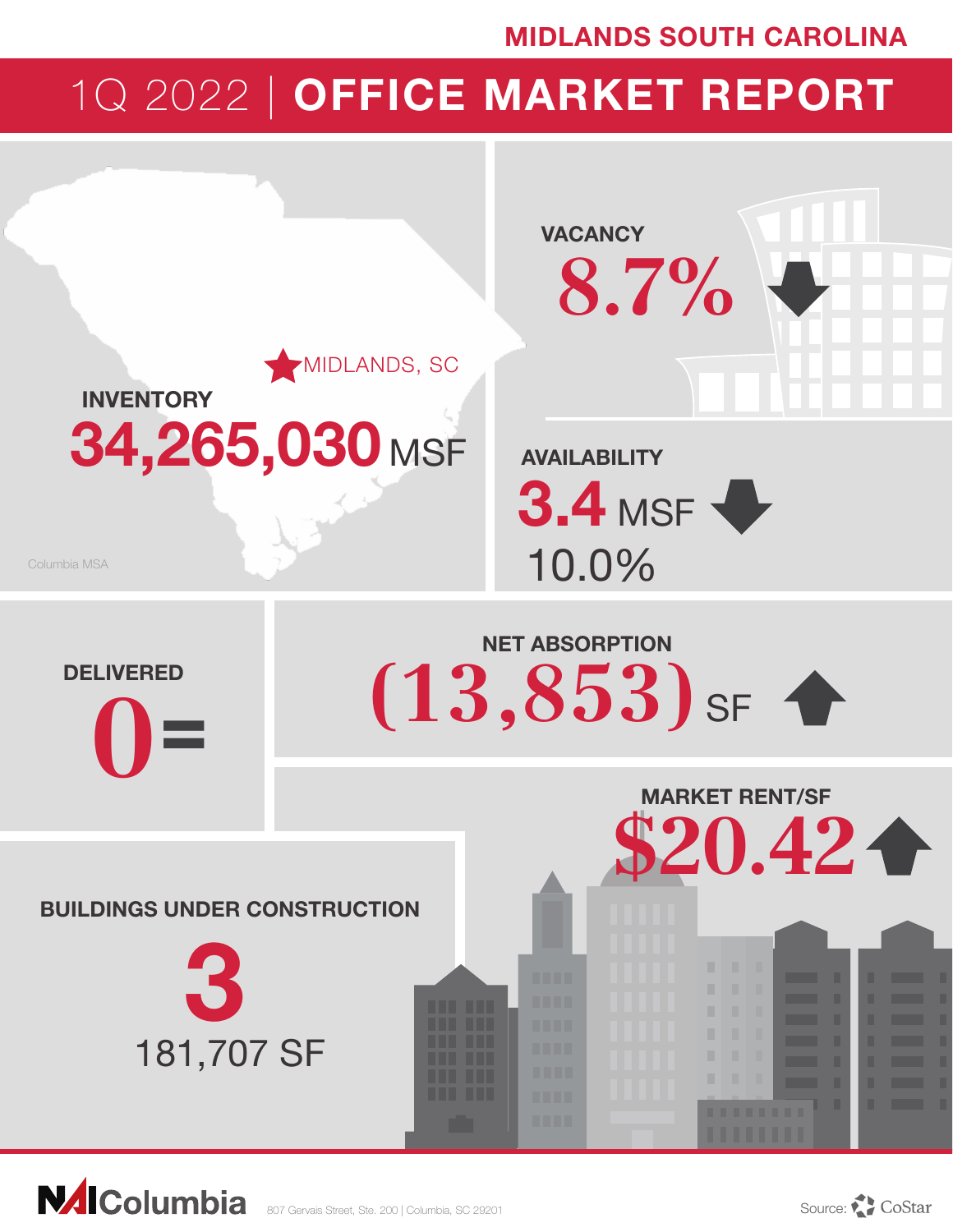MIDLANDS SOUTH CAROLINA

# 1Q 2022 | OFFICE MARKET REPORT

MIDLANDS, SC

**INVENTORY**

**34,265,030** MSF

Columbia MSA

**VACANCY**

**8.7%** ↓

**AVAILABILITY**

**3.4** MSF ↓

10.0%

**DELIVERED**

**0** =

**NET ABSORPTION**

**(13,853)** SF ↑

**MARKET RENT/SF**

**$20.42** ↑

**BUILDINGS UNDER CONSTRUCTION**

**3**

181,707 SF

NAI Columbia 807 Gervais Street, Ste. 200 | Columbia, SC 29201

Source: CoStar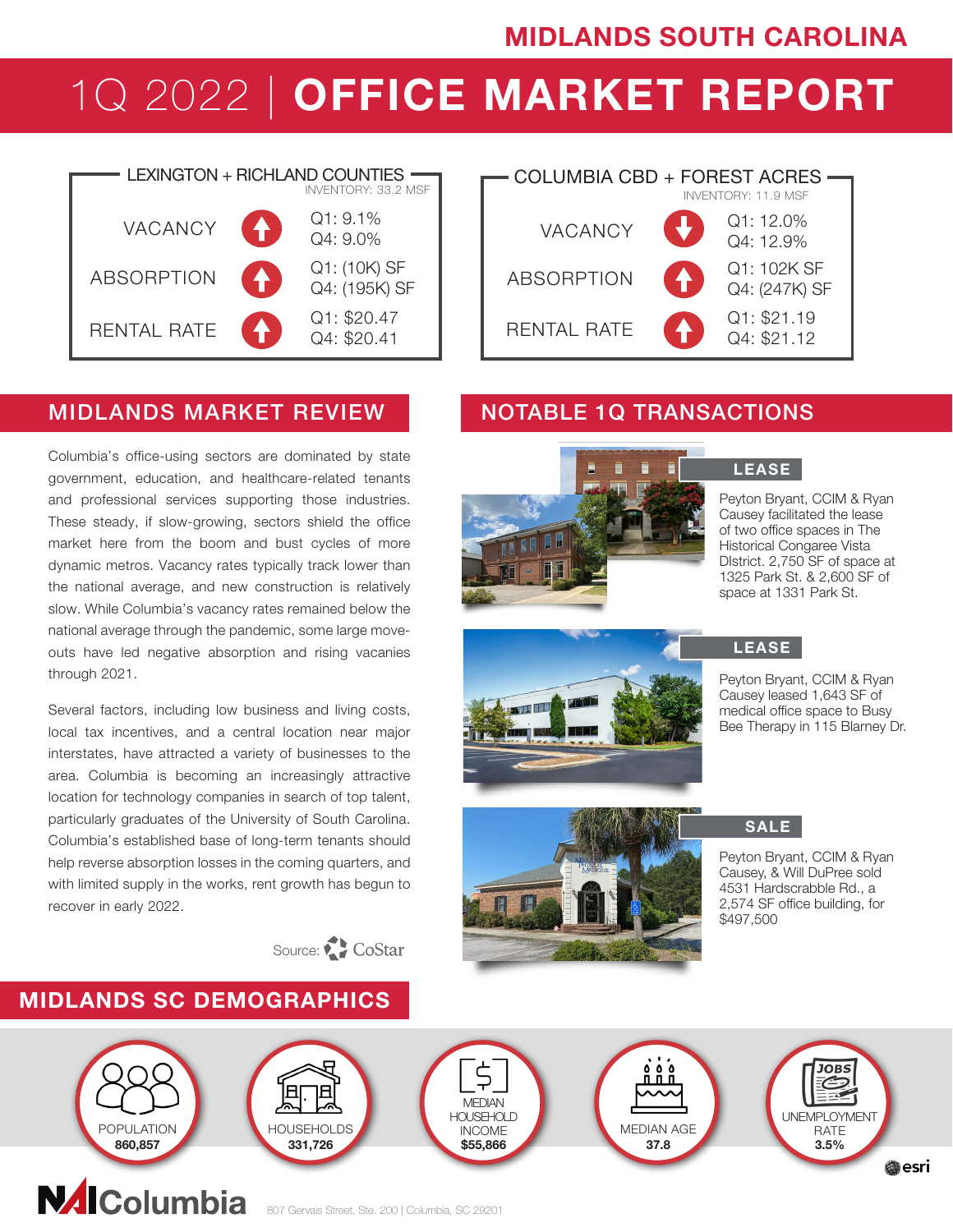MIDLANDS SOUTH CAROLINA

# 1Q 2022 | OFFICE MARKET REPORT

## LEXINGTON + RICHLAND COUNTIES

INVENTORY: 33.2 MSF

| | | |
|---|---|---|
| VACANCY | ↑ | Q1: 9.1% Q4: 9.0% |
| ABSORPTION | ↑ | Q1: (10K) SF Q4: (195K) SF |
| RENTAL RATE | ↑ | Q1: $20.47 Q4: $20.41 |

## COLUMBIA CBD + FOREST ACRES

INVENTORY: 11.9 MSF

| | | |
|---|---|---|
| VACANCY | ↓ | Q1: 12.0% Q4: 12.9% |
| ABSORPTION | ↑ | Q1: 102K SF Q4: (247K) SF |
| RENTAL RATE | ↑ | Q1: $21.19 Q4: $21.12 |

## MIDLANDS MARKET REVIEW

Columbia's office-using sectors are dominated by state government, education, and healthcare-related tenants and professional services supporting those industries. These steady, if slow-growing, sectors shield the office market here from the boom and bust cycles of more dynamic metros. Vacancy rates typically track lower than the national average, and new construction is relatively slow. While Columbia's vacancy rates remained below the national average through the pandemic, some large move-outs have led negative absorption and rising vacanies through 2021.

Several factors, including low business and living costs, local tax incentives, and a central location near major interstates, have attracted a variety of businesses to the area. Columbia is becoming an increasingly attractive location for technology companies in search of top talent, particularly graduates of the University of South Carolina. Columbia's established base of long-term tenants should help reverse absorption losses in the coming quarters, and with limited supply in the works, rent growth has begun to recover in early 2022.

Source: CoStar

## NOTABLE 1Q TRANSACTIONS

**LEASE**

Peyton Bryant, CCIM & Ryan Causey facilitated the lease of two office spaces in The Historical Congaree Vista DIstrict. 2,750 SF of space at 1325 Park St. & 2,600 SF of space at 1331 Park St.

**LEASE**

Peyton Bryant, CCIM & Ryan Causey leased 1,643 SF of medical office space to Busy Bee Therapy in 115 Blarney Dr.

**SALE**

Peyton Bryant, CCIM & Ryan Causey, & Will DuPree sold 4531 Hardscrabble Rd., a 2,574 SF office building, for $497,500

## MIDLANDS SC DEMOGRAPHICS

| POPULATION | HOUSEHOLDS | MEDIAN HOUSEHOLD INCOME | MEDIAN AGE | UNEMPLOYMENT RATE |
|---|---|---|---|---|
| 860,857 | 331,726 | $55,866 | 37.8 | 3.5% |

esri

NAI Columbia

807 Gervais Street, Ste. 200 | Columbia, SC 29201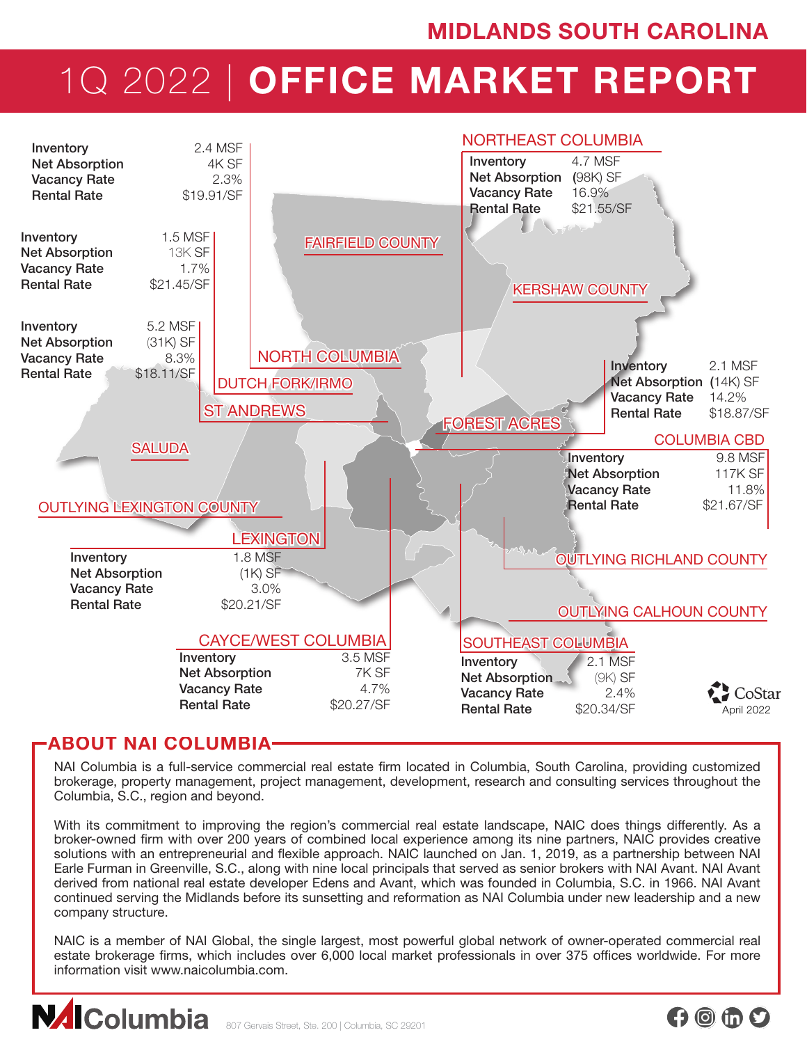MIDLANDS SOUTH CAROLINA

# 1Q 2022 | OFFICE MARKET REPORT

FAIRFIELD COUNTY

| | |
|---|---|
| Inventory | 2.4 MSF |
| Net Absorption | 4K SF |
| Vacancy Rate | 2.3% |
| Rental Rate | $19.91/SF |

DUTCH FORK/IRMO

| | |
|---|---|
| Inventory | 1.5 MSF |
| Net Absorption | 13K SF |
| Vacancy Rate | 1.7% |
| Rental Rate | $21.45/SF |

ST ANDREWS

| | |
|---|---|
| Inventory | 5.2 MSF |
| Net Absorption | (31K) SF |
| Vacancy Rate | 8.3% |
| Rental Rate | $18.11/SF |

NORTHEAST COLUMBIA

| | |
|---|---|
| Inventory | 4.7 MSF |
| Net Absorption | (98K) SF |
| Vacancy Rate | 16.9% |
| Rental Rate | $21.55/SF |

FOREST ACRES

| | |
|---|---|
| Inventory | 2.1 MSF |
| Net Absorption | (14K) SF |
| Vacancy Rate | 14.2% |
| Rental Rate | $18.87/SF |

COLUMBIA CBD

| | |
|---|---|
| Inventory | 9.8 MSF |
| Net Absorption | 117K SF |
| Vacancy Rate | 11.8% |
| Rental Rate | $21.67/SF |

LEXINGTON

| | |
|---|---|
| Inventory | 1.8 MSF |
| Net Absorption | (1K) SF |
| Vacancy Rate | 3.0% |
| Rental Rate | $20.21/SF |

CAYCE/WEST COLUMBIA

| | |
|---|---|
| Inventory | 3.5 MSF |
| Net Absorption | 7K SF |
| Vacancy Rate | 4.7% |
| Rental Rate | $20.27/SF |

SOUTHEAST COLUMBIA

| | |
|---|---|
| Inventory | 2.1 MSF |
| Net Absorption | (9K) SF |
| Vacancy Rate | 2.4% |
| Rental Rate | $20.34/SF |

KERSHAW COUNTY

NORTH COLUMBIA

SALUDA

OUTLYING LEXINGTON COUNTY

OUTLYING RICHLAND COUNTY

OUTLYING CALHOUN COUNTY

CoStar
April 2022

## ABOUT NAI COLUMBIA

NAI Columbia is a full-service commercial real estate firm located in Columbia, South Carolina, providing customized brokerage, property management, project management, development, research and consulting services throughout the Columbia, S.C., region and beyond.

With its commitment to improving the region's commercial real estate landscape, NAIC does things differently. As a broker-owned firm with over 200 years of combined local experience among its nine partners, NAIC provides creative solutions with an entrepreneurial and flexible approach. NAIC launched on Jan. 1, 2019, as a partnership between NAI Earle Furman in Greenville, S.C., along with nine local principals that served as senior brokers with NAI Avant. NAI Avant derived from national real estate developer Edens and Avant, which was founded in Columbia, S.C. in 1966. NAI Avant continued serving the Midlands before its sunsetting and reformation as NAI Columbia under new leadership and a new company structure.

NAIC is a member of NAI Global, the single largest, most powerful global network of owner-operated commercial real estate brokerage firms, which includes over 6,000 local market professionals in over 375 offices worldwide. For more information visit www.naicolumbia.com.

NAI Columbia 807 Gervais Street, Ste. 200 | Columbia, SC 29201